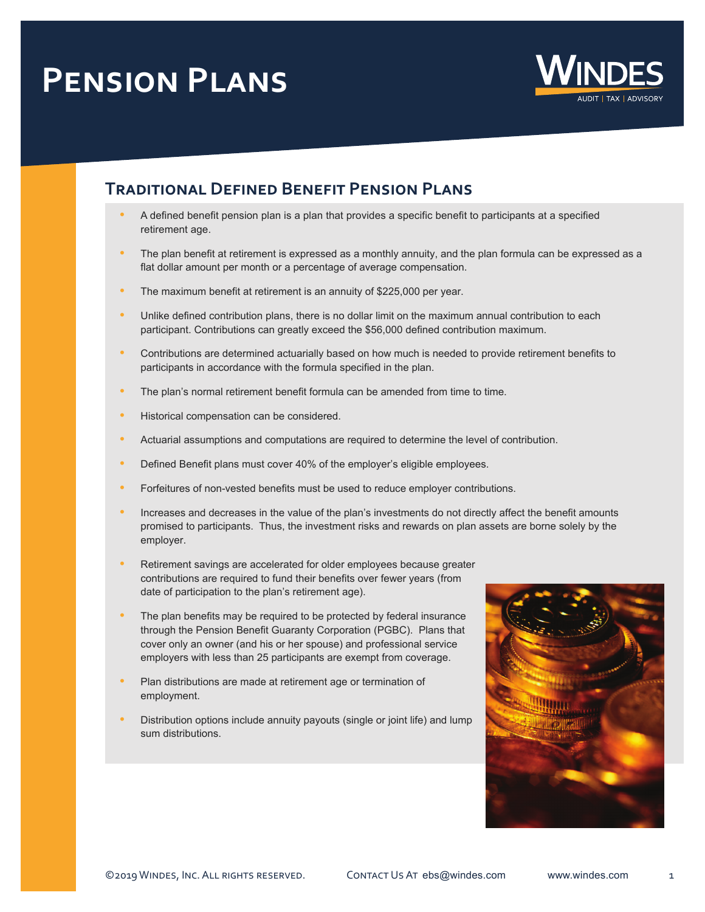# Pension Plans

WINDES
AUDIT | TAX | ADVISORY

## Traditional Defined Benefit Pension Plans

- A defined benefit pension plan is a plan that provides a specific benefit to participants at a specified retirement age.
- The plan benefit at retirement is expressed as a monthly annuity, and the plan formula can be expressed as a flat dollar amount per month or a percentage of average compensation.
- The maximum benefit at retirement is an annuity of $225,000 per year.
- Unlike defined contribution plans, there is no dollar limit on the maximum annual contribution to each participant. Contributions can greatly exceed the $56,000 defined contribution maximum.
- Contributions are determined actuarially based on how much is needed to provide retirement benefits to participants in accordance with the formula specified in the plan.
- The plan's normal retirement benefit formula can be amended from time to time.
- Historical compensation can be considered.
- Actuarial assumptions and computations are required to determine the level of contribution.
- Defined Benefit plans must cover 40% of the employer's eligible employees.
- Forfeitures of non-vested benefits must be used to reduce employer contributions.
- Increases and decreases in the value of the plan's investments do not directly affect the benefit amounts promised to participants. Thus, the investment risks and rewards on plan assets are borne solely by the employer.
- Retirement savings are accelerated for older employees because greater contributions are required to fund their benefits over fewer years (from date of participation to the plan's retirement age).
- The plan benefits may be required to be protected by federal insurance through the Pension Benefit Guaranty Corporation (PGBC). Plans that cover only an owner (and his or her spouse) and professional service employers with less than 25 participants are exempt from coverage.
- Plan distributions are made at retirement age or termination of employment.
- Distribution options include annuity payouts (single or joint life) and lump sum distributions.

©2019 Windes, Inc. All rights reserved. Contact Us At ebs@windes.com www.windes.com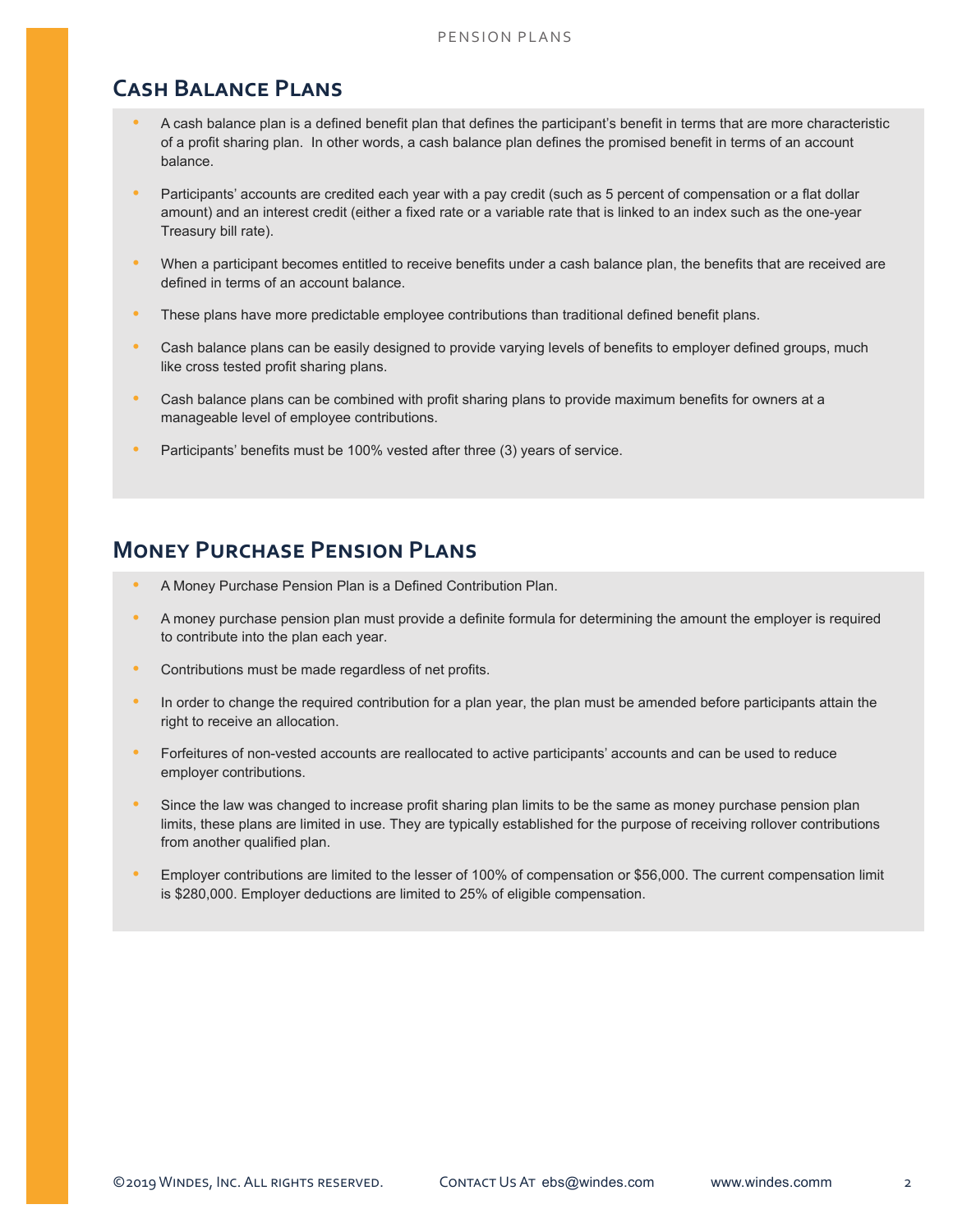## Cash Balance Plans

- A cash balance plan is a defined benefit plan that defines the participant's benefit in terms that are more characteristic of a profit sharing plan.  In other words, a cash balance plan defines the promised benefit in terms of an account balance.
- Participants' accounts are credited each year with a pay credit (such as 5 percent of compensation or a flat dollar amount) and an interest credit (either a fixed rate or a variable rate that is linked to an index such as the one-year Treasury bill rate).
- When a participant becomes entitled to receive benefits under a cash balance plan, the benefits that are received are defined in terms of an account balance.
- These plans have more predictable employee contributions than traditional defined benefit plans.
- Cash balance plans can be easily designed to provide varying levels of benefits to employer defined groups, much like cross tested profit sharing plans.
- Cash balance plans can be combined with profit sharing plans to provide maximum benefits for owners at a manageable level of employee contributions.
- Participants' benefits must be 100% vested after three (3) years of service.

## Money Purchase Pension Plans

- A Money Purchase Pension Plan is a Defined Contribution Plan.
- A money purchase pension plan must provide a definite formula for determining the amount the employer is required to contribute into the plan each year.
- Contributions must be made regardless of net profits.
- In order to change the required contribution for a plan year, the plan must be amended before participants attain the right to receive an allocation.
- Forfeitures of non-vested accounts are reallocated to active participants' accounts and can be used to reduce employer contributions.
- Since the law was changed to increase profit sharing plan limits to be the same as money purchase pension plan limits, these plans are limited in use. They are typically established for the purpose of receiving rollover contributions from another qualified plan.
- Employer contributions are limited to the lesser of 100% of compensation or $56,000. The current compensation limit is $280,000. Employer deductions are limited to 25% of eligible compensation.